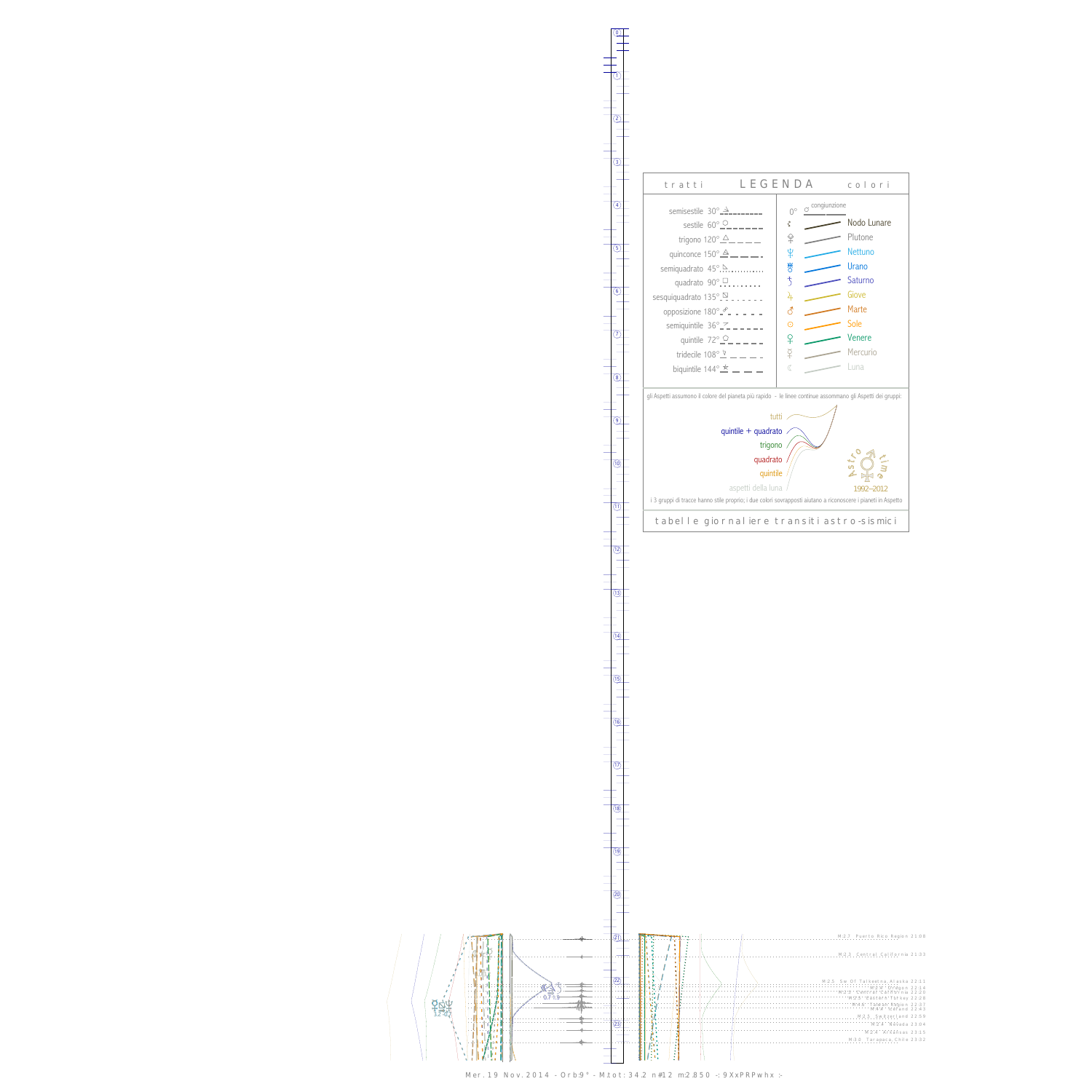## tratti LEGENDA colori

semisestile 30°
sestile 60°
trigono 120°
quinconce 150°
semiquadrato 45°
quadrato 90°
sesquiquadrato 135°
opposizione 180°
semiquintile 36°
quintile 72°
tridecile 108°
biquintile 144°

0° congiunzione
Nodo Lunare
Plutone
Nettuno
Urano
Saturno
Giove
Marte
Sole
Venere
Mercurio
Luna

gli Aspetti assumono il colore del pianeta più rapido - le linee continue assommano gli Aspetti dei gruppi:

tutti
quintile + quadrato
trigono
quadrato
quintile
aspetti della luna

Astro time 1992–2012

i 3 gruppi di tracce hanno stile proprio; i due colori sovrapposti aiutano a riconoscere i pianeti in Aspetto

tabelle giornaliere transiti astro-sismici

0 1 2 3 4 5 6 7 8 9 10 11 12 13 14 15 16 17 18 19 20 21 22 23

M2.7 Puerto Rico Region 21:08
M2.5 Central California 21:33
M2.5 Sw Of Talkeetna Alaska 22:11
M2.4 Oregon 22:14
M2.8 Central California 22:20
M2.5 Eastern Turkey 22:28
M4.6 Tibet Region 22:37
M4.4 Ireland 22:43
M2.5 Switzerland 22:59
M2.4 Nevada 23:04
M2.4 Arkansas 23:15
M3.8 Tarapaca Chile 23:32

Mer. 19 Nov. 2014 - Orb:9° - M.tot: 34.2 n#12 m:2.850 -: 9XxPRPwhx :-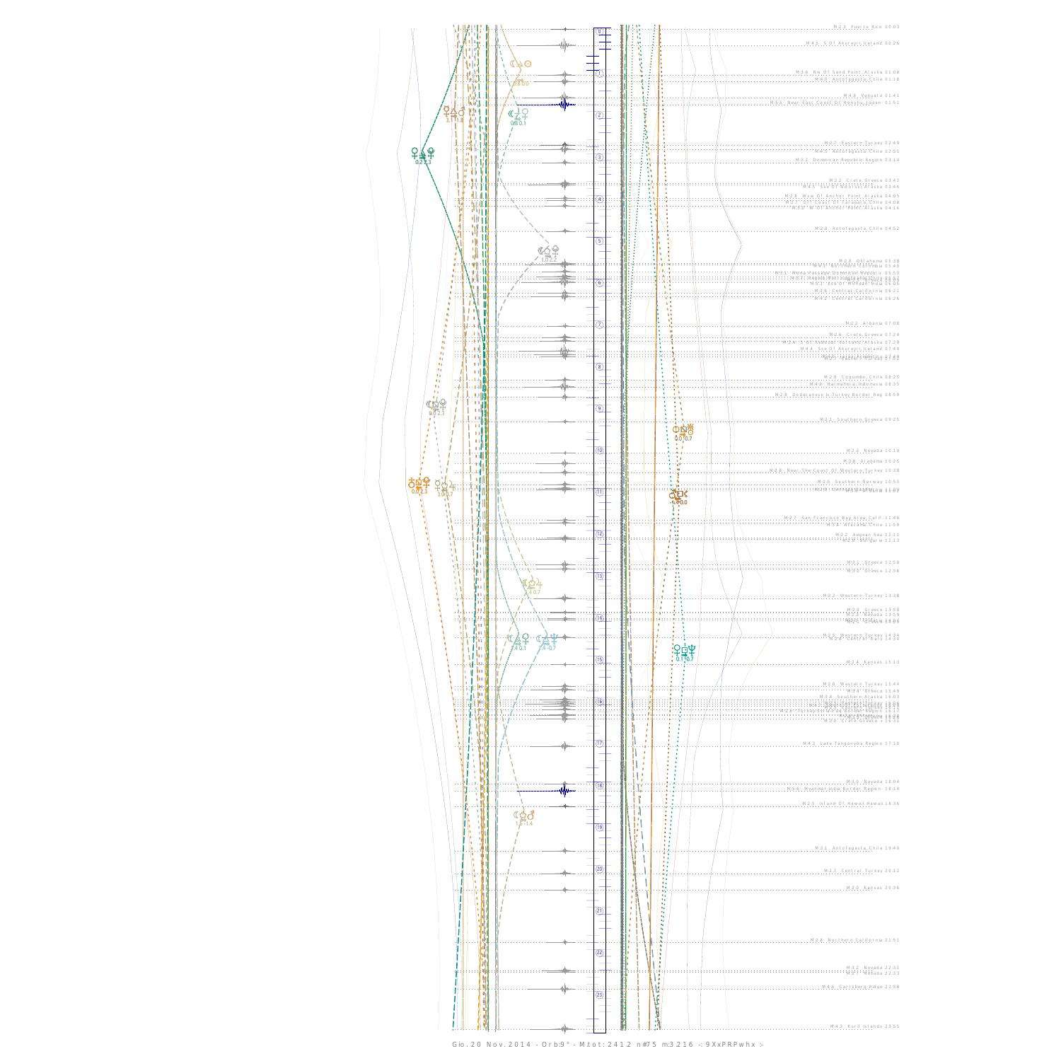M 2.3 Puerto Rico 00:03

M 4.3 S Of Akureyri Iceland 00:26

M 3.6 Nw Of Sand Point Alaska 01:08

M 4.0 Antofagasta Chile 01:18

M 4.6 Vanuatu 01:41

M 5.5 Near East Coast Of Honshu Japan 01:51

M 2.7 Eastern Turkey 02:49

M 4.5 Antofagasta Chile 02:55

M 3.1 Dominican Republic Region 03:14

M 2.2 Crete Greece 03:43

M 2.8 Wsw Of Anchor Point Alaska 04:05

M 2.7 Off Coast Of Tarapaca Chile 04:08

M 3.2 W Of Anchor Point Alaska 04:16

M 2.8 Antofagasta Chile 04:52

M 2.8 Oklahoma 05:38

M 3.1 Mona Passage Dominican Republic 05:50

M 5.1 Sea Of Okhotsk 06:05

M 3.6 Central California 06:21

M 4.2 Central California 06:26

M 2.2 Albania 07:08

M 2.6 Crete Greece 07:24

M 4.4 Sw Of Akureyri Iceland 07:44

M 2.9 Coquimbo Chile 08:25

M 4.0 Halmahera Indonesia 08:35

M 2.8 Dodecanese Is Turkey Border Reg 08:50

M 3.1 Southern Greece 09:25

M 3.3 Nevada 10:10

M 3.8 Alabama 10:25

M 2.8 Near The Coast Of Western Turkey 10:38

M 2.5 Southern Norway 10:55

M 2.7 San Francisco Bay Area Calif 11:46

M 3.4 Atacama Chile 11:50

M 2.2 Aegean Sea 12:11

M 3.1 Greece 12:50

M 3.0 Greece 12:56

M 3.2 Western Turkey 13:38

M 2.0 Greece 13:58

M 2.5 Western Turkey 14:34

M 2.4 Kansas 15:13

M 2.0 Western Turkey 15:44

M 3.4 Southern Alaska 16:03

M 2.6 Crete Greece 16:31

M 4.3 Lake Tanganyika Region 17:10

M 3.0 Nevada 18:04

M 5.4 Myanmar India Border Region 18:14

M 2.5 Island Of Hawaii Hawaii 18:36

M 3.1 Antofagasta Chile 19:40

M 2.7 Central Turkey 20:12

M 3.0 Kansas 20:36

M 2.8 Northern California 21:51

M 3.2 Nevada 22:31

M 3.1 Nevada 22:33

M 4.6 Carlsberg Ridge 22:58

M 4.3 Kuril Islands 23:55

Gio. 20 Nov. 2014 - Orb: 9° - M.tot: 241.2 n#75 m:3.216 -: 9XxPRPwhx :-